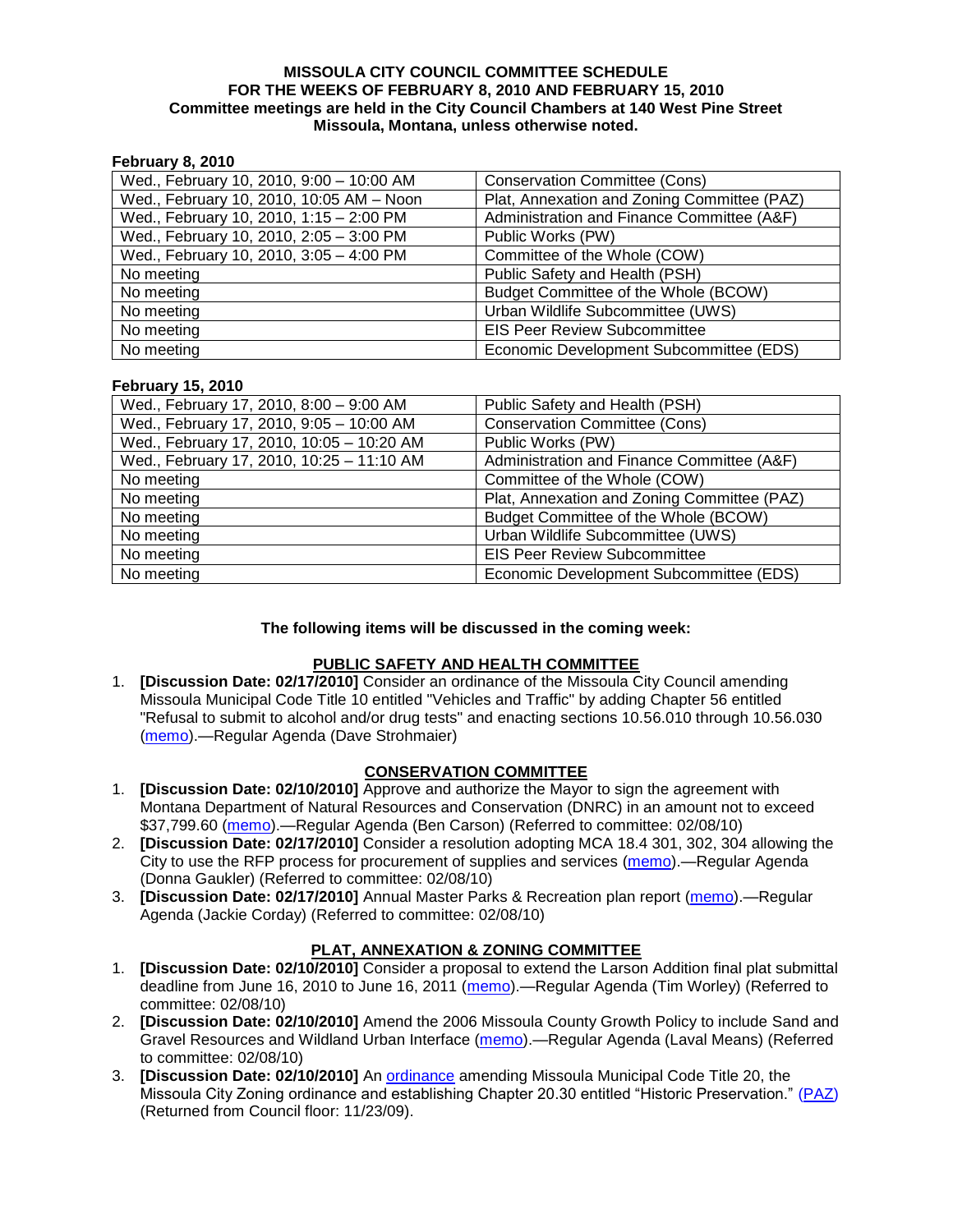**MISSOULA CITY COUNCIL COMMITTEE SCHEDULE**
**FOR THE WEEKS OF FEBRUARY 8, 2010 AND FEBRUARY 15, 2010**
**Committee meetings are held in the City Council Chambers at 140 West Pine Street**
**Missoula, Montana, unless otherwise noted.**

**February 8, 2010**

| | |
|---|---|
| Wed., February 10, 2010, 9:00 – 10:00 AM | Conservation Committee (Cons) |
| Wed., February 10, 2010, 10:05 AM – Noon | Plat, Annexation and Zoning Committee (PAZ) |
| Wed., February 10, 2010, 1:15 – 2:00 PM | Administration and Finance Committee (A&F) |
| Wed., February 10, 2010, 2:05 – 3:00 PM | Public Works (PW) |
| Wed., February 10, 2010, 3:05 – 4:00 PM | Committee of the Whole (COW) |
| No meeting | Public Safety and Health (PSH) |
| No meeting | Budget Committee of the Whole (BCOW) |
| No meeting | Urban Wildlife Subcommittee (UWS) |
| No meeting | EIS Peer Review Subcommittee |
| No meeting | Economic Development Subcommittee (EDS) |

**February 15, 2010**

| | |
|---|---|
| Wed., February 17, 2010, 8:00 – 9:00 AM | Public Safety and Health (PSH) |
| Wed., February 17, 2010, 9:05 – 10:00 AM | Conservation Committee (Cons) |
| Wed., February 17, 2010, 10:05 – 10:20 AM | Public Works (PW) |
| Wed., February 17, 2010, 10:25 – 11:10 AM | Administration and Finance Committee (A&F) |
| No meeting | Committee of the Whole (COW) |
| No meeting | Plat, Annexation and Zoning Committee (PAZ) |
| No meeting | Budget Committee of the Whole (BCOW) |
| No meeting | Urban Wildlife Subcommittee (UWS) |
| No meeting | EIS Peer Review Subcommittee |
| No meeting | Economic Development Subcommittee (EDS) |

**The following items will be discussed in the coming week:**

**PUBLIC SAFETY AND HEALTH COMMITTEE**

1. **[Discussion Date: 02/17/2010]** Consider an ordinance of the Missoula City Council amending Missoula Municipal Code Title 10 entitled "Vehicles and Traffic" by adding Chapter 56 entitled "Refusal to submit to alcohol and/or drug tests" and enacting sections 10.56.010 through 10.56.030 (memo).—Regular Agenda (Dave Strohmaier)

**CONSERVATION COMMITTEE**

1. **[Discussion Date: 02/10/2010]** Approve and authorize the Mayor to sign the agreement with Montana Department of Natural Resources and Conservation (DNRC) in an amount not to exceed $37,799.60 (memo).—Regular Agenda (Ben Carson) (Referred to committee: 02/08/10)
2. **[Discussion Date: 02/17/2010]** Consider a resolution adopting MCA 18.4 301, 302, 304 allowing the City to use the RFP process for procurement of supplies and services (memo).—Regular Agenda (Donna Gaukler) (Referred to committee: 02/08/10)
3. **[Discussion Date: 02/17/2010]** Annual Master Parks & Recreation plan report (memo).—Regular Agenda (Jackie Corday) (Referred to committee: 02/08/10)

**PLAT, ANNEXATION & ZONING COMMITTEE**

1. **[Discussion Date: 02/10/2010]** Consider a proposal to extend the Larson Addition final plat submittal deadline from June 16, 2010 to June 16, 2011 (memo).—Regular Agenda (Tim Worley) (Referred to committee: 02/08/10)
2. **[Discussion Date: 02/10/2010]** Amend the 2006 Missoula County Growth Policy to include Sand and Gravel Resources and Wildland Urban Interface (memo).—Regular Agenda (Laval Means) (Referred to committee: 02/08/10)
3. **[Discussion Date: 02/10/2010]** An ordinance amending Missoula Municipal Code Title 20, the Missoula City Zoning ordinance and establishing Chapter 20.30 entitled "Historic Preservation." (PAZ) (Returned from Council floor: 11/23/09).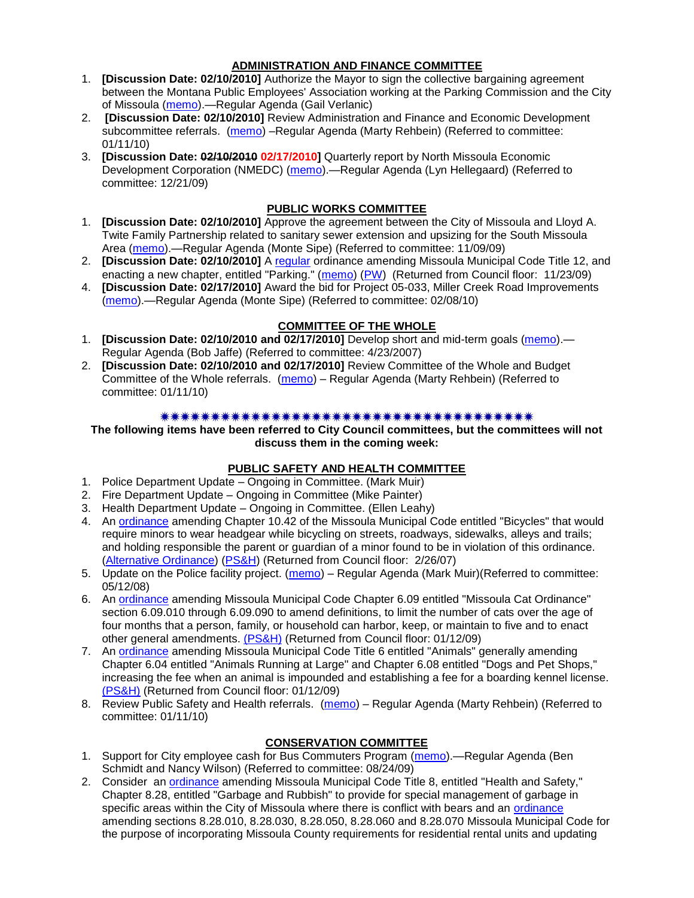## ADMINISTRATION AND FINANCE COMMITTEE

1. **[Discussion Date: 02/10/2010]** Authorize the Mayor to sign the collective bargaining agreement between the Montana Public Employees' Association working at the Parking Commission and the City of Missoula (memo).—Regular Agenda (Gail Verlanic)
2. **[Discussion Date: 02/10/2010]** Review Administration and Finance and Economic Development subcommittee referrals. (memo) –Regular Agenda (Marty Rehbein) (Referred to committee: 01/11/10)
3. **[Discussion Date: ~~02/10/2010~~ 02/17/2010]** Quarterly report by North Missoula Economic Development Corporation (NMEDC) (memo).—Regular Agenda (Lyn Hellegaard) (Referred to committee: 12/21/09)

## PUBLIC WORKS COMMITTEE

1. **[Discussion Date: 02/10/2010]** Approve the agreement between the City of Missoula and Lloyd A. Twite Family Partnership related to sanitary sewer extension and upsizing for the South Missoula Area (memo).—Regular Agenda (Monte Sipe) (Referred to committee: 11/09/09)
2. **[Discussion Date: 02/10/2010]** A regular ordinance amending Missoula Municipal Code Title 12, and enacting a new chapter, entitled "Parking." (memo) (PW) (Returned from Council floor: 11/23/09)
4. **[Discussion Date: 02/17/2010]** Award the bid for Project 05-033, Miller Creek Road Improvements (memo).—Regular Agenda (Monte Sipe) (Referred to committee: 02/08/10)

## COMMITTEE OF THE WHOLE

1. **[Discussion Date: 02/10/2010 and 02/17/2010]** Develop short and mid-term goals (memo).—Regular Agenda (Bob Jaffe) (Referred to committee: 4/23/2007)
2. **[Discussion Date: 02/10/2010 and 02/17/2010]** Review Committee of the Whole and Budget Committee of the Whole referrals. (memo) – Regular Agenda (Marty Rehbein) (Referred to committee: 01/11/10)

✷✷✷✷✷✷✷✷✷✷✷✷✷✷✷✷✷✷✷✷✷✷✷✷✷✷✷✷✷✷✷✷✷✷✷✷✷✷✷✷

**The following items have been referred to City Council committees, but the committees will not discuss them in the coming week:**

## PUBLIC SAFETY AND HEALTH COMMITTEE

1. Police Department Update – Ongoing in Committee. (Mark Muir)
2. Fire Department Update – Ongoing in Committee (Mike Painter)
3. Health Department Update – Ongoing in Committee. (Ellen Leahy)
4. An ordinance amending Chapter 10.42 of the Missoula Municipal Code entitled "Bicycles" that would require minors to wear headgear while bicycling on streets, roadways, sidewalks, alleys and trails; and holding responsible the parent or guardian of a minor found to be in violation of this ordinance. (Alternative Ordinance) (PS&H) (Returned from Council floor: 2/26/07)
5. Update on the Police facility project. (memo) – Regular Agenda (Mark Muir)(Referred to committee: 05/12/08)
6. An ordinance amending Missoula Municipal Code Chapter 6.09 entitled "Missoula Cat Ordinance" section 6.09.010 through 6.09.090 to amend definitions, to limit the number of cats over the age of four months that a person, family, or household can harbor, keep, or maintain to five and to enact other general amendments. (PS&H) (Returned from Council floor: 01/12/09)
7. An ordinance amending Missoula Municipal Code Title 6 entitled "Animals" generally amending Chapter 6.04 entitled "Animals Running at Large" and Chapter 6.08 entitled "Dogs and Pet Shops," increasing the fee when an animal is impounded and establishing a fee for a boarding kennel license. (PS&H) (Returned from Council floor: 01/12/09)
8. Review Public Safety and Health referrals. (memo) – Regular Agenda (Marty Rehbein) (Referred to committee: 01/11/10)

## CONSERVATION COMMITTEE

1. Support for City employee cash for Bus Commuters Program (memo).—Regular Agenda (Ben Schmidt and Nancy Wilson) (Referred to committee: 08/24/09)
2. Consider an ordinance amending Missoula Municipal Code Title 8, entitled "Health and Safety," Chapter 8.28, entitled "Garbage and Rubbish" to provide for special management of garbage in specific areas within the City of Missoula where there is conflict with bears and an ordinance amending sections 8.28.010, 8.28.030, 8.28.050, 8.28.060 and 8.28.070 Missoula Municipal Code for the purpose of incorporating Missoula County requirements for residential rental units and updating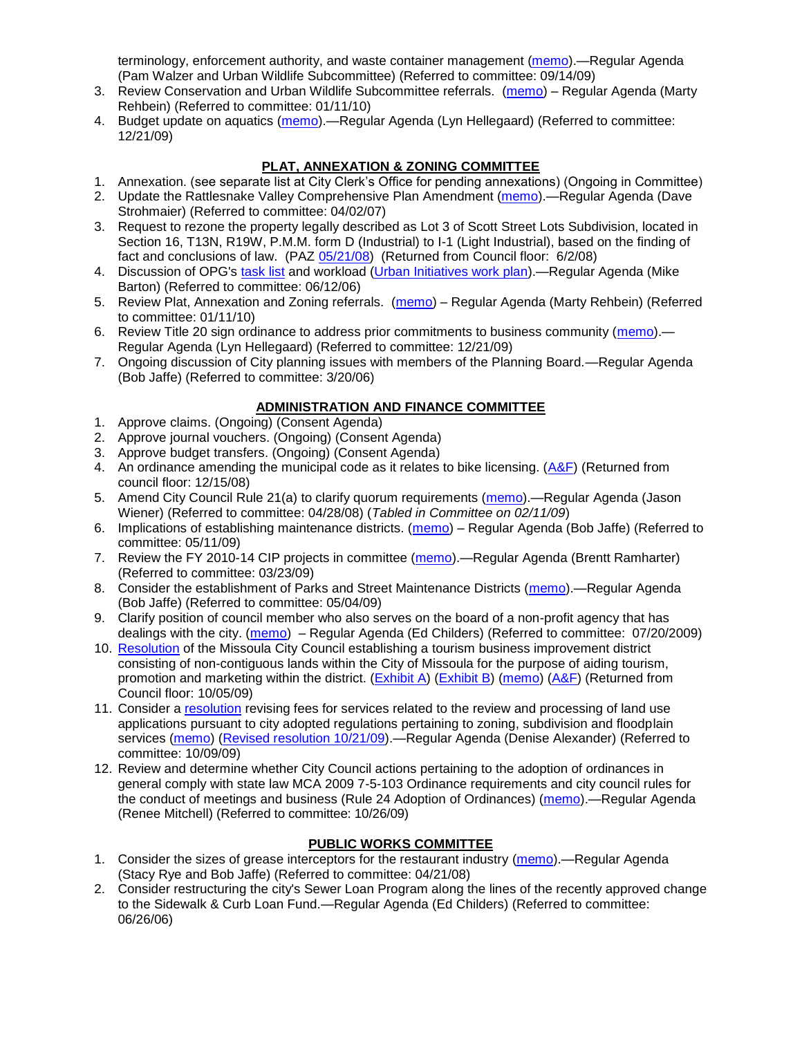terminology, enforcement authority, and waste container management (memo).—Regular Agenda (Pam Walzer and Urban Wildlife Subcommittee) (Referred to committee: 09/14/09)

3. Review Conservation and Urban Wildlife Subcommittee referrals. (memo) – Regular Agenda (Marty Rehbein) (Referred to committee: 01/11/10)
4. Budget update on aquatics (memo).—Regular Agenda (Lyn Hellegaard) (Referred to committee: 12/21/09)

## PLAT, ANNEXATION & ZONING COMMITTEE

1. Annexation. (see separate list at City Clerk's Office for pending annexations) (Ongoing in Committee)
2. Update the Rattlesnake Valley Comprehensive Plan Amendment (memo).—Regular Agenda (Dave Strohmaier) (Referred to committee: 04/02/07)
3. Request to rezone the property legally described as Lot 3 of Scott Street Lots Subdivision, located in Section 16, T13N, R19W, P.M.M. form D (Industrial) to I-1 (Light Industrial), based on the finding of fact and conclusions of law. (PAZ 05/21/08) (Returned from Council floor: 6/2/08)
4. Discussion of OPG's task list and workload (Urban Initiatives work plan).—Regular Agenda (Mike Barton) (Referred to committee: 06/12/06)
5. Review Plat, Annexation and Zoning referrals. (memo) – Regular Agenda (Marty Rehbein) (Referred to committee: 01/11/10)
6. Review Title 20 sign ordinance to address prior commitments to business community (memo).—Regular Agenda (Lyn Hellegaard) (Referred to committee: 12/21/09)
7. Ongoing discussion of City planning issues with members of the Planning Board.—Regular Agenda (Bob Jaffe) (Referred to committee: 3/20/06)

## ADMINISTRATION AND FINANCE COMMITTEE

1. Approve claims. (Ongoing) (Consent Agenda)
2. Approve journal vouchers. (Ongoing) (Consent Agenda)
3. Approve budget transfers. (Ongoing) (Consent Agenda)
4. An ordinance amending the municipal code as it relates to bike licensing. (A&F) (Returned from council floor: 12/15/08)
5. Amend City Council Rule 21(a) to clarify quorum requirements (memo).—Regular Agenda (Jason Wiener) (Referred to committee: 04/28/08) (*Tabled in Committee on 02/11/09*)
6. Implications of establishing maintenance districts. (memo) – Regular Agenda (Bob Jaffe) (Referred to committee: 05/11/09)
7. Review the FY 2010-14 CIP projects in committee (memo).—Regular Agenda (Brentt Ramharter) (Referred to committee: 03/23/09)
8. Consider the establishment of Parks and Street Maintenance Districts (memo).—Regular Agenda (Bob Jaffe) (Referred to committee: 05/04/09)
9. Clarify position of council member who also serves on the board of a non-profit agency that has dealings with the city. (memo) – Regular Agenda (Ed Childers) (Referred to committee: 07/20/2009)
10. Resolution of the Missoula City Council establishing a tourism business improvement district consisting of non-contiguous lands within the City of Missoula for the purpose of aiding tourism, promotion and marketing within the district. (Exhibit A) (Exhibit B) (memo) (A&F) (Returned from Council floor: 10/05/09)
11. Consider a resolution revising fees for services related to the review and processing of land use applications pursuant to city adopted regulations pertaining to zoning, subdivision and floodplain services (memo) (Revised resolution 10/21/09).—Regular Agenda (Denise Alexander) (Referred to committee: 10/09/09)
12. Review and determine whether City Council actions pertaining to the adoption of ordinances in general comply with state law MCA 2009 7-5-103 Ordinance requirements and city council rules for the conduct of meetings and business (Rule 24 Adoption of Ordinances) (memo).—Regular Agenda (Renee Mitchell) (Referred to committee: 10/26/09)

## PUBLIC WORKS COMMITTEE

1. Consider the sizes of grease interceptors for the restaurant industry (memo).—Regular Agenda (Stacy Rye and Bob Jaffe) (Referred to committee: 04/21/08)
2. Consider restructuring the city's Sewer Loan Program along the lines of the recently approved change to the Sidewalk & Curb Loan Fund.—Regular Agenda (Ed Childers) (Referred to committee: 06/26/06)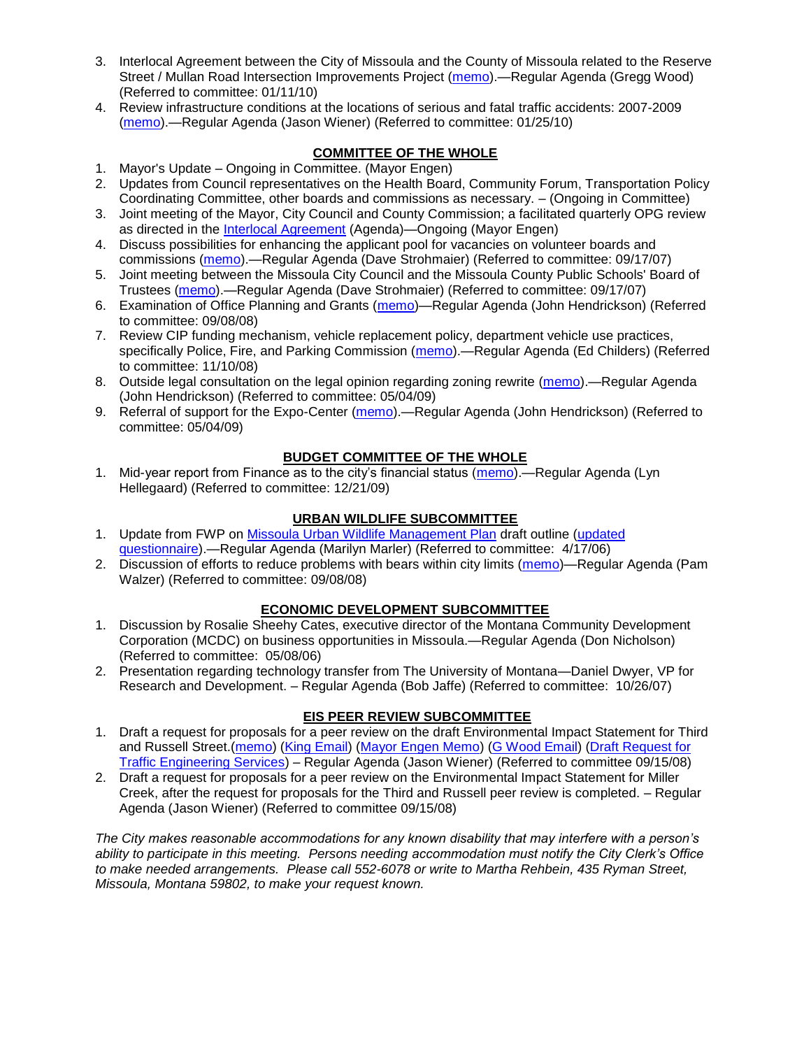3. Interlocal Agreement between the City of Missoula and the County of Missoula related to the Reserve Street / Mullan Road Intersection Improvements Project (memo).—Regular Agenda (Gregg Wood) (Referred to committee: 01/11/10)
4. Review infrastructure conditions at the locations of serious and fatal traffic accidents: 2007-2009 (memo).—Regular Agenda (Jason Wiener) (Referred to committee: 01/25/10)

## COMMITTEE OF THE WHOLE

1. Mayor's Update – Ongoing in Committee. (Mayor Engen)
2. Updates from Council representatives on the Health Board, Community Forum, Transportation Policy Coordinating Committee, other boards and commissions as necessary. – (Ongoing in Committee)
3. Joint meeting of the Mayor, City Council and County Commission; a facilitated quarterly OPG review as directed in the Interlocal Agreement (Agenda)—Ongoing (Mayor Engen)
4. Discuss possibilities for enhancing the applicant pool for vacancies on volunteer boards and commissions (memo).—Regular Agenda (Dave Strohmaier) (Referred to committee: 09/17/07)
5. Joint meeting between the Missoula City Council and the Missoula County Public Schools' Board of Trustees (memo).—Regular Agenda (Dave Strohmaier) (Referred to committee: 09/17/07)
6. Examination of Office Planning and Grants (memo)—Regular Agenda (John Hendrickson) (Referred to committee: 09/08/08)
7. Review CIP funding mechanism, vehicle replacement policy, department vehicle use practices, specifically Police, Fire, and Parking Commission (memo).—Regular Agenda (Ed Childers) (Referred to committee: 11/10/08)
8. Outside legal consultation on the legal opinion regarding zoning rewrite (memo).—Regular Agenda (John Hendrickson) (Referred to committee: 05/04/09)
9. Referral of support for the Expo-Center (memo).—Regular Agenda (John Hendrickson) (Referred to committee: 05/04/09)

## BUDGET COMMITTEE OF THE WHOLE

1. Mid-year report from Finance as to the city's financial status (memo).—Regular Agenda (Lyn Hellegaard) (Referred to committee: 12/21/09)

## URBAN WILDLIFE SUBCOMMITTEE

1. Update from FWP on Missoula Urban Wildlife Management Plan draft outline (updated questionnaire).—Regular Agenda (Marilyn Marler) (Referred to committee: 4/17/06)
2. Discussion of efforts to reduce problems with bears within city limits (memo)—Regular Agenda (Pam Walzer) (Referred to committee: 09/08/08)

## ECONOMIC DEVELOPMENT SUBCOMMITTEE

1. Discussion by Rosalie Sheehy Cates, executive director of the Montana Community Development Corporation (MCDC) on business opportunities in Missoula.—Regular Agenda (Don Nicholson) (Referred to committee: 05/08/06)
2. Presentation regarding technology transfer from The University of Montana—Daniel Dwyer, VP for Research and Development. – Regular Agenda (Bob Jaffe) (Referred to committee: 10/26/07)

## EIS PEER REVIEW SUBCOMMITTEE

1. Draft a request for proposals for a peer review on the draft Environmental Impact Statement for Third and Russell Street.(memo) (King Email) (Mayor Engen Memo) (G Wood Email) (Draft Request for Traffic Engineering Services) – Regular Agenda (Jason Wiener) (Referred to committee 09/15/08)
2. Draft a request for proposals for a peer review on the Environmental Impact Statement for Miller Creek, after the request for proposals for the Third and Russell peer review is completed. – Regular Agenda (Jason Wiener) (Referred to committee 09/15/08)

*The City makes reasonable accommodations for any known disability that may interfere with a person's ability to participate in this meeting. Persons needing accommodation must notify the City Clerk's Office to make needed arrangements. Please call 552-6078 or write to Martha Rehbein, 435 Ryman Street, Missoula, Montana 59802, to make your request known.*